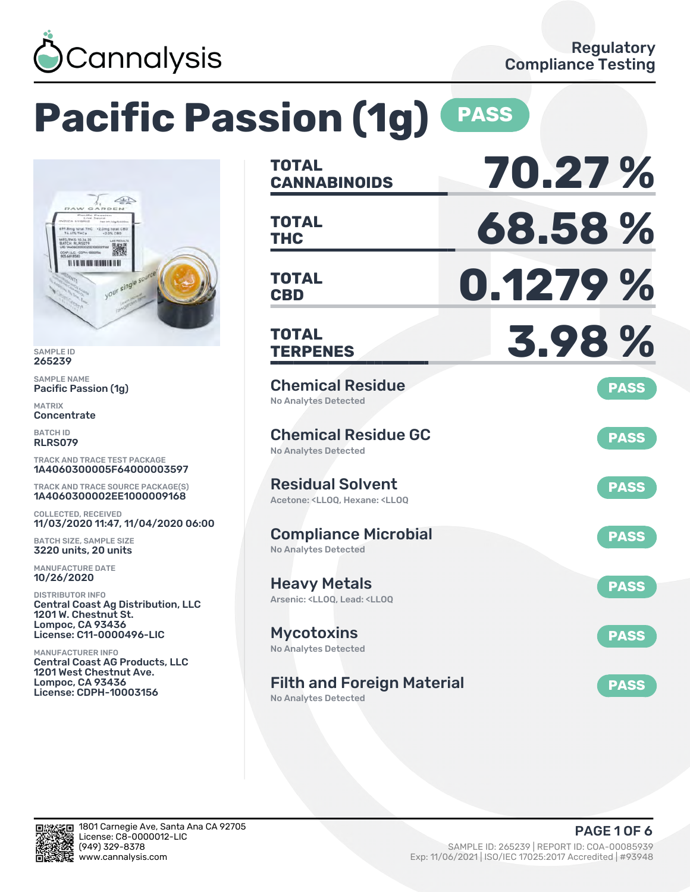Cannalysis

Regulatory Compliance Testing

# Pacific Passion (1g) PASS

SAMPLE ID
265239

SAMPLE NAME
Pacific Passion (1g)

MATRIX
Concentrate

BATCH ID
RLRS079

TRACK AND TRACE TEST PACKAGE
1A4060300005F64000003597

TRACK AND TRACE SOURCE PACKAGE(S)
1A4060300002EE1000009168

COLLECTED, RECEIVED
11/03/2020 11:47, 11/04/2020 06:00

BATCH SIZE, SAMPLE SIZE
3220 units, 20 units

MANUFACTURE DATE
10/26/2020

DISTRIBUTOR INFO
Central Coast Ag Distribution, LLC
1201 W. Chestnut St.
Lompoc, CA 93436
License: C11-0000496-LIC

MANUFACTURER INFO
Central Coast AG Products, LLC
1201 West Chestnut Ave.
Lompoc, CA 93436
License: CDPH-10003156

| | |
|---|---|
| **TOTAL CANNABINOIDS** | **70.27 %** |
| **TOTAL THC** | **68.58 %** |
| **TOTAL CBD** | **0.1279 %** |
| **TOTAL TERPENES** | **3.98 %** |

## Chemical Residue — PASS
No Analytes Detected

## Chemical Residue GC — PASS
No Analytes Detected

## Residual Solvent — PASS
Acetone: <LLOQ, Hexane: <LLOQ

## Compliance Microbial — PASS
No Analytes Detected

## Heavy Metals — PASS
Arsenic: <LLOQ, Lead: <LLOQ

## Mycotoxins — PASS
No Analytes Detected

## Filth and Foreign Material — PASS
No Analytes Detected

1801 Carnegie Ave, Santa Ana CA 92705
License: C8-0000012-LIC
(949) 329-8378
www.cannalysis.com

SAMPLE ID: 265239 | REPORT ID: COA-00085939
Exp: 11/06/2021 | ISO/IEC 17025:2017 Accredited | #93948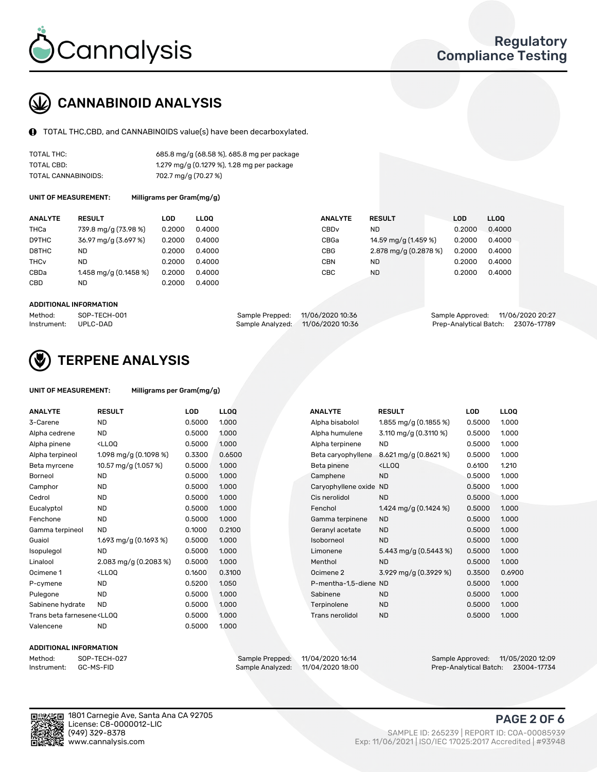## CANNABINOID ANALYSIS

TOTAL THC,CBD, and CANNABINOIDS value(s) have been decarboxylated.

| | |
|---|---|
| TOTAL THC: | 685.8 mg/g (68.58 %), 685.8 mg per package |
| TOTAL CBD: | 1.279 mg/g (0.1279 %), 1.28 mg per package |
| TOTAL CANNABINOIDS: | 702.7 mg/g (70.27 %) |

**UNIT OF MEASUREMENT:** Milligrams per Gram(mg/g)

| ANALYTE | RESULT | LOD | LLOQ |
|---|---|---|---|
| THCa | 739.8 mg/g (73.98 %) | 0.2000 | 0.4000 |
| D9THC | 36.97 mg/g (3.697 %) | 0.2000 | 0.4000 |
| D8THC | ND | 0.2000 | 0.4000 |
| THCv | ND | 0.2000 | 0.4000 |
| CBDa | 1.458 mg/g (0.1458 %) | 0.2000 | 0.4000 |
| CBD | ND | 0.2000 | 0.4000 |
| CBDv | ND | 0.2000 | 0.4000 |
| CBGa | 14.59 mg/g (1.459 %) | 0.2000 | 0.4000 |
| CBG | 2.878 mg/g (0.2878 %) | 0.2000 | 0.4000 |
| CBN | ND | 0.2000 | 0.4000 |
| CBC | ND | 0.2000 | 0.4000 |

**ADDITIONAL INFORMATION**

| | | | | | |
|---|---|---|---|---|---|
| Method: | SOP-TECH-001 | Sample Prepped: | 11/06/2020 10:36 | Sample Approved: | 11/06/2020 20:27 |
| Instrument: | UPLC-DAD | Sample Analyzed: | 11/06/2020 10:36 | Prep-Analytical Batch: | 23076-17789 |

## TERPENE ANALYSIS

**UNIT OF MEASUREMENT:** Milligrams per Gram(mg/g)

| ANALYTE | RESULT | LOD | LLOQ |
|---|---|---|---|
| 3-Carene | ND | 0.5000 | 1.000 |
| Alpha cedrene | ND | 0.5000 | 1.000 |
| Alpha pinene | <LLOQ | 0.5000 | 1.000 |
| Alpha terpineol | 1.098 mg/g (0.1098 %) | 0.3300 | 0.6500 |
| Beta myrcene | 10.57 mg/g (1.057 %) | 0.5000 | 1.000 |
| Borneol | ND | 0.5000 | 1.000 |
| Camphor | ND | 0.5000 | 1.000 |
| Cedrol | ND | 0.5000 | 1.000 |
| Eucalyptol | ND | 0.5000 | 1.000 |
| Fenchone | ND | 0.5000 | 1.000 |
| Gamma terpineol | ND | 0.1000 | 0.2100 |
| Guaiol | 1.693 mg/g (0.1693 %) | 0.5000 | 1.000 |
| Isopulegol | ND | 0.5000 | 1.000 |
| Linalool | 2.083 mg/g (0.2083 %) | 0.5000 | 1.000 |
| Ocimene 1 | <LLOQ | 0.1600 | 0.3100 |
| P-cymene | ND | 0.5200 | 1.050 |
| Pulegone | ND | 0.5000 | 1.000 |
| Sabinene hydrate | ND | 0.5000 | 1.000 |
| Trans beta farnesene | <LLOQ | 0.5000 | 1.000 |
| Valencene | ND | 0.5000 | 1.000 |
| Alpha bisabolol | 1.855 mg/g (0.1855 %) | 0.5000 | 1.000 |
| Alpha humulene | 3.110 mg/g (0.3110 %) | 0.5000 | 1.000 |
| Alpha terpinene | ND | 0.5000 | 1.000 |
| Beta caryophyllene | 8.621 mg/g (0.8621 %) | 0.5000 | 1.000 |
| Beta pinene | <LLOQ | 0.6100 | 1.210 |
| Camphene | ND | 0.5000 | 1.000 |
| Caryophyllene oxide | ND | 0.5000 | 1.000 |
| Cis nerolidol | ND | 0.5000 | 1.000 |
| Fenchol | 1.424 mg/g (0.1424 %) | 0.5000 | 1.000 |
| Gamma terpinene | ND | 0.5000 | 1.000 |
| Geranyl acetate | ND | 0.5000 | 1.000 |
| Isoborneol | ND | 0.5000 | 1.000 |
| Limonene | 5.443 mg/g (0.5443 %) | 0.5000 | 1.000 |
| Menthol | ND | 0.5000 | 1.000 |
| Ocimene 2 | 3.929 mg/g (0.3929 %) | 0.3500 | 0.6900 |
| P-mentha-1,5-diene | ND | 0.5000 | 1.000 |
| Sabinene | ND | 0.5000 | 1.000 |
| Terpinolene | ND | 0.5000 | 1.000 |
| Trans nerolidol | ND | 0.5000 | 1.000 |

**ADDITIONAL INFORMATION**

| | | | | | |
|---|---|---|---|---|---|
| Method: | SOP-TECH-027 | Sample Prepped: | 11/04/2020 16:14 | Sample Approved: | 11/05/2020 12:09 |
| Instrument: | GC-MS-FID | Sample Analyzed: | 11/04/2020 18:00 | Prep-Analytical Batch: | 23004-17734 |

1801 Carnegie Ave, Santa Ana CA 92705
License: C8-0000012-LIC
(949) 329-8378
www.cannalysis.com

SAMPLE ID: 265239 | REPORT ID: COA-00085939
Exp: 11/06/2021 | ISO/IEC 17025:2017 Accredited | #93948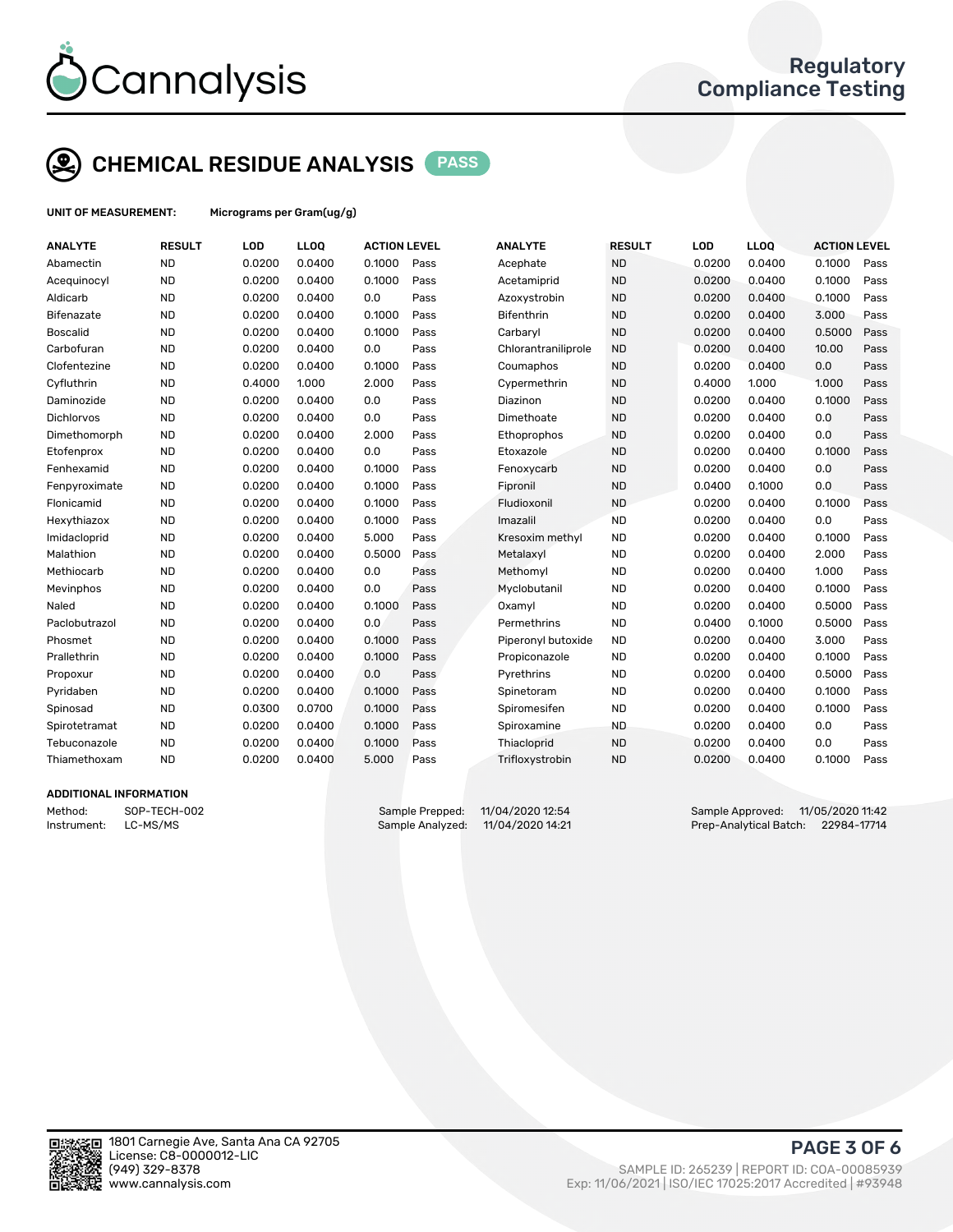# CHEMICAL RESIDUE ANALYSIS PASS

**UNIT OF MEASUREMENT:** Micrograms per Gram(ug/g)

| ANALYTE | RESULT | LOD | LLOQ | ACTION LEVEL | | ANALYTE | RESULT | LOD | LLOQ | ACTION LEVEL | |
|---|---|---|---|---|---|---|---|---|---|---|---|
| Abamectin | ND | 0.0200 | 0.0400 | 0.1000 | Pass | Acephate | ND | 0.0200 | 0.0400 | 0.1000 | Pass |
| Acequinocyl | ND | 0.0200 | 0.0400 | 0.1000 | Pass | Acetamiprid | ND | 0.0200 | 0.0400 | 0.1000 | Pass |
| Aldicarb | ND | 0.0200 | 0.0400 | 0.0 | Pass | Azoxystrobin | ND | 0.0200 | 0.0400 | 0.1000 | Pass |
| Bifenazate | ND | 0.0200 | 0.0400 | 0.1000 | Pass | Bifenthrin | ND | 0.0200 | 0.0400 | 3.000 | Pass |
| Boscalid | ND | 0.0200 | 0.0400 | 0.1000 | Pass | Carbaryl | ND | 0.0200 | 0.0400 | 0.5000 | Pass |
| Carbofuran | ND | 0.0200 | 0.0400 | 0.0 | Pass | Chlorantraniliprole | ND | 0.0200 | 0.0400 | 10.00 | Pass |
| Clofentezine | ND | 0.0200 | 0.0400 | 0.1000 | Pass | Coumaphos | ND | 0.0200 | 0.0400 | 0.0 | Pass |
| Cyfluthrin | ND | 0.4000 | 1.000 | 2.000 | Pass | Cypermethrin | ND | 0.4000 | 1.000 | 1.000 | Pass |
| Daminozide | ND | 0.0200 | 0.0400 | 0.0 | Pass | Diazinon | ND | 0.0200 | 0.0400 | 0.1000 | Pass |
| Dichlorvos | ND | 0.0200 | 0.0400 | 0.0 | Pass | Dimethoate | ND | 0.0200 | 0.0400 | 0.0 | Pass |
| Dimethomorph | ND | 0.0200 | 0.0400 | 2.000 | Pass | Ethoprophos | ND | 0.0200 | 0.0400 | 0.0 | Pass |
| Etofenprox | ND | 0.0200 | 0.0400 | 0.0 | Pass | Etoxazole | ND | 0.0200 | 0.0400 | 0.1000 | Pass |
| Fenhexamid | ND | 0.0200 | 0.0400 | 0.1000 | Pass | Fenoxycarb | ND | 0.0200 | 0.0400 | 0.0 | Pass |
| Fenpyroximate | ND | 0.0200 | 0.0400 | 0.1000 | Pass | Fipronil | ND | 0.0400 | 0.1000 | 0.0 | Pass |
| Flonicamid | ND | 0.0200 | 0.0400 | 0.1000 | Pass | Fludioxonil | ND | 0.0200 | 0.0400 | 0.1000 | Pass |
| Hexythiazox | ND | 0.0200 | 0.0400 | 0.1000 | Pass | Imazalil | ND | 0.0200 | 0.0400 | 0.0 | Pass |
| Imidacloprid | ND | 0.0200 | 0.0400 | 5.000 | Pass | Kresoxim methyl | ND | 0.0200 | 0.0400 | 0.1000 | Pass |
| Malathion | ND | 0.0200 | 0.0400 | 0.5000 | Pass | Metalaxyl | ND | 0.0200 | 0.0400 | 2.000 | Pass |
| Methiocarb | ND | 0.0200 | 0.0400 | 0.0 | Pass | Methomyl | ND | 0.0200 | 0.0400 | 1.000 | Pass |
| Mevinphos | ND | 0.0200 | 0.0400 | 0.0 | Pass | Myclobutanil | ND | 0.0200 | 0.0400 | 0.1000 | Pass |
| Naled | ND | 0.0200 | 0.0400 | 0.1000 | Pass | Oxamyl | ND | 0.0200 | 0.0400 | 0.5000 | Pass |
| Paclobutrazol | ND | 0.0200 | 0.0400 | 0.0 | Pass | Permethrins | ND | 0.0400 | 0.1000 | 0.5000 | Pass |
| Phosmet | ND | 0.0200 | 0.0400 | 0.1000 | Pass | Piperonyl butoxide | ND | 0.0200 | 0.0400 | 3.000 | Pass |
| Prallethrin | ND | 0.0200 | 0.0400 | 0.1000 | Pass | Propiconazole | ND | 0.0200 | 0.0400 | 0.1000 | Pass |
| Propoxur | ND | 0.0200 | 0.0400 | 0.0 | Pass | Pyrethrins | ND | 0.0200 | 0.0400 | 0.5000 | Pass |
| Pyridaben | ND | 0.0200 | 0.0400 | 0.1000 | Pass | Spinetoram | ND | 0.0200 | 0.0400 | 0.1000 | Pass |
| Spinosad | ND | 0.0300 | 0.0700 | 0.1000 | Pass | Spiromesifen | ND | 0.0200 | 0.0400 | 0.1000 | Pass |
| Spirotetramat | ND | 0.0200 | 0.0400 | 0.1000 | Pass | Spiroxamine | ND | 0.0200 | 0.0400 | 0.0 | Pass |
| Tebuconazole | ND | 0.0200 | 0.0400 | 0.1000 | Pass | Thiacloprid | ND | 0.0200 | 0.0400 | 0.0 | Pass |
| Thiamethoxam | ND | 0.0200 | 0.0400 | 5.000 | Pass | Trifloxystrobin | ND | 0.0200 | 0.0400 | 0.1000 | Pass |

## ADDITIONAL INFORMATION

Method: SOP-TECH-002
Instrument: LC-MS/MS

Sample Prepped: 11/04/2020 12:54
Sample Analyzed: 11/04/2020 14:21

Sample Approved: 11/05/2020 11:42
Prep-Analytical Batch: 22984-17714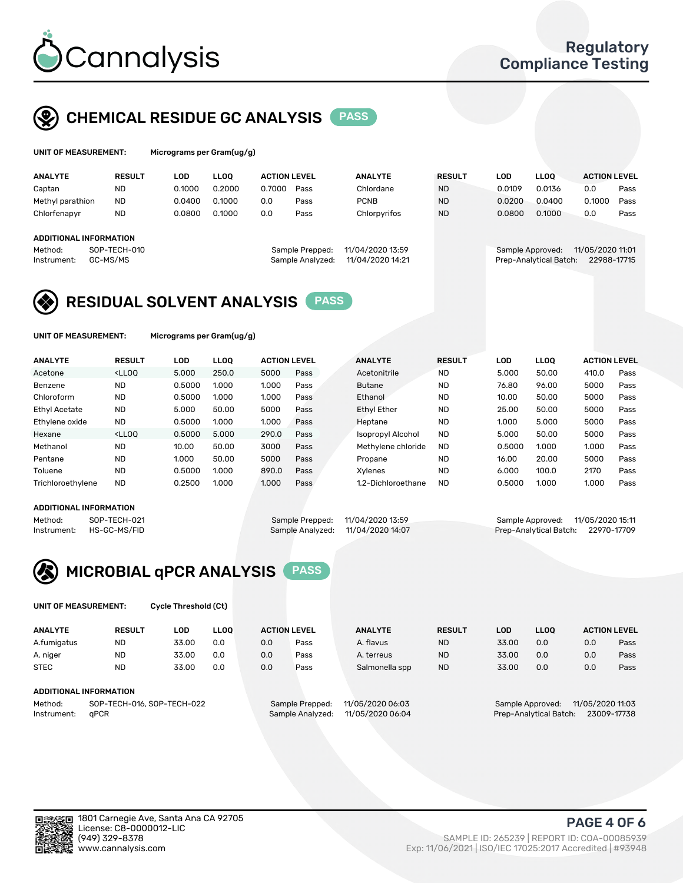# Cannalysis

Regulatory Compliance Testing

## CHEMICAL RESIDUE GC ANALYSIS PASS

**UNIT OF MEASUREMENT:** Micrograms per Gram(ug/g)

| ANALYTE | RESULT | LOD | LLOQ | ACTION LEVEL | | ANALYTE | RESULT | LOD | LLOQ | ACTION LEVEL | |
|---|---|---|---|---|---|---|---|---|---|---|---|
| Captan | ND | 0.1000 | 0.2000 | 0.7000 | Pass | Chlordane | ND | 0.0109 | 0.0136 | 0.0 | Pass |
| Methyl parathion | ND | 0.0400 | 0.1000 | 0.0 | Pass | PCNB | ND | 0.0200 | 0.0400 | 0.1000 | Pass |
| Chlorfenapyr | ND | 0.0800 | 0.1000 | 0.0 | Pass | Chlorpyrifos | ND | 0.0800 | 0.1000 | 0.0 | Pass |

**ADDITIONAL INFORMATION**

Method: SOP-TECH-010
Instrument: GC-MS/MS
Sample Prepped: 11/04/2020 13:59
Sample Analyzed: 11/04/2020 14:21
Sample Approved: 11/05/2020 11:01
Prep-Analytical Batch: 22988-17715

## RESIDUAL SOLVENT ANALYSIS PASS

**UNIT OF MEASUREMENT:** Micrograms per Gram(ug/g)

| ANALYTE | RESULT | LOD | LLOQ | ACTION LEVEL | | ANALYTE | RESULT | LOD | LLOQ | ACTION LEVEL | |
|---|---|---|---|---|---|---|---|---|---|---|---|
| Acetone | <LLOQ | 5.000 | 250.0 | 5000 | Pass | Acetonitrile | ND | 5.000 | 50.00 | 410.0 | Pass |
| Benzene | ND | 0.5000 | 1.000 | 1.000 | Pass | Butane | ND | 76.80 | 96.00 | 5000 | Pass |
| Chloroform | ND | 0.5000 | 1.000 | 1.000 | Pass | Ethanol | ND | 10.00 | 50.00 | 5000 | Pass |
| Ethyl Acetate | ND | 5.000 | 50.00 | 5000 | Pass | Ethyl Ether | ND | 25.00 | 50.00 | 5000 | Pass |
| Ethylene oxide | ND | 0.5000 | 1.000 | 1.000 | Pass | Heptane | ND | 1.000 | 5.000 | 5000 | Pass |
| Hexane | <LLOQ | 0.5000 | 5.000 | 290.0 | Pass | Isopropyl Alcohol | ND | 5.000 | 50.00 | 5000 | Pass |
| Methanol | ND | 10.00 | 50.00 | 3000 | Pass | Methylene chloride | ND | 0.5000 | 1.000 | 1.000 | Pass |
| Pentane | ND | 1.000 | 50.00 | 5000 | Pass | Propane | ND | 16.00 | 20.00 | 5000 | Pass |
| Toluene | ND | 0.5000 | 1.000 | 890.0 | Pass | Xylenes | ND | 6.000 | 100.0 | 2170 | Pass |
| Trichloroethylene | ND | 0.2500 | 1.000 | 1.000 | Pass | 1,2-Dichloroethane | ND | 0.5000 | 1.000 | 1.000 | Pass |

**ADDITIONAL INFORMATION**

Method: SOP-TECH-021
Instrument: HS-GC-MS/FID
Sample Prepped: 11/04/2020 13:59
Sample Analyzed: 11/04/2020 14:07
Sample Approved: 11/05/2020 15:11
Prep-Analytical Batch: 22970-17709

## MICROBIAL qPCR ANALYSIS PASS

**UNIT OF MEASUREMENT:** Cycle Threshold (Ct)

| ANALYTE | RESULT | LOD | LLOQ | ACTION LEVEL | | ANALYTE | RESULT | LOD | LLOQ | ACTION LEVEL | |
|---|---|---|---|---|---|---|---|---|---|---|---|
| A.fumigatus | ND | 33.00 | 0.0 | 0.0 | Pass | A. flavus | ND | 33.00 | 0.0 | 0.0 | Pass |
| A. niger | ND | 33.00 | 0.0 | 0.0 | Pass | A. terreus | ND | 33.00 | 0.0 | 0.0 | Pass |
| STEC | ND | 33.00 | 0.0 | 0.0 | Pass | Salmonella spp | ND | 33.00 | 0.0 | 0.0 | Pass |

**ADDITIONAL INFORMATION**

Method: SOP-TECH-016, SOP-TECH-022
Instrument: qPCR
Sample Prepped: 11/05/2020 06:03
Sample Analyzed: 11/05/2020 06:04
Sample Approved: 11/05/2020 11:03
Prep-Analytical Batch: 23009-17738

1801 Carnegie Ave, Santa Ana CA 92705
License: C8-0000012-LIC
(949) 329-8378
www.cannalysis.com

SAMPLE ID: 265239 | REPORT ID: COA-00085939
Exp: 11/06/2021 | ISO/IEC 17025:2017 Accredited | #93948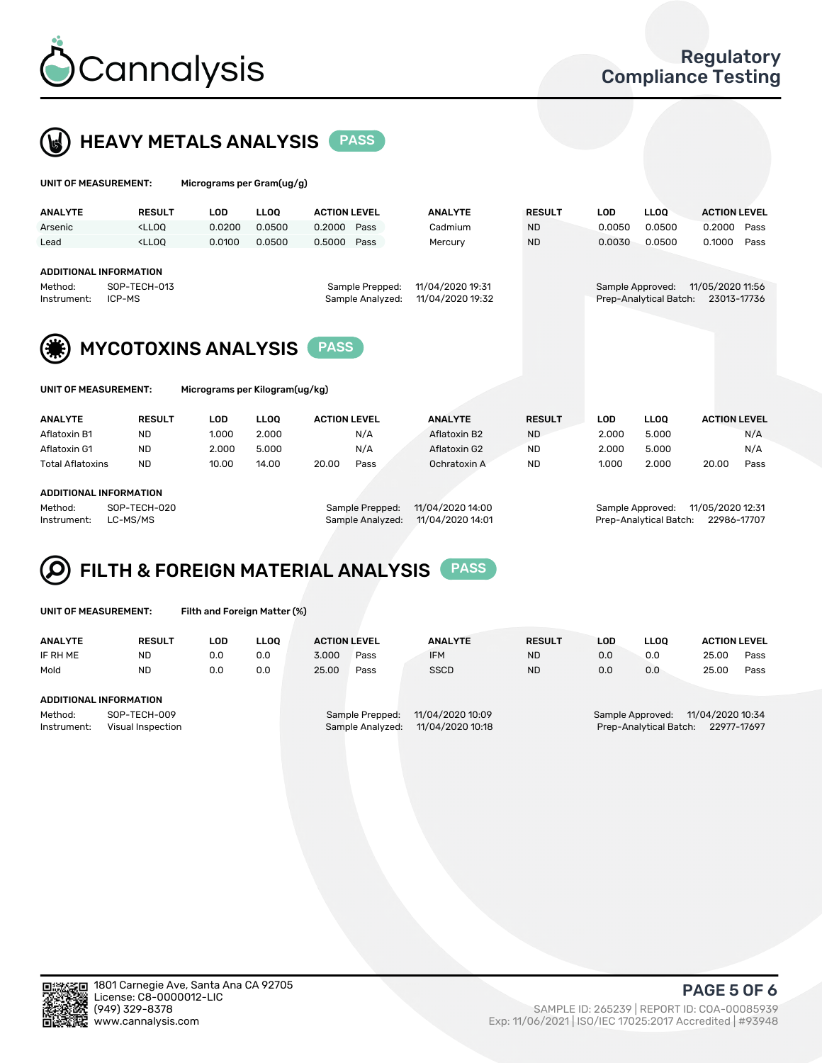## HEAVY METALS ANALYSIS PASS

**UNIT OF MEASUREMENT:** Micrograms per Gram(ug/g)

| ANALYTE | RESULT | LOD | LLOQ | ACTION LEVEL | | ANALYTE | RESULT | LOD | LLOQ | ACTION LEVEL | |
|---|---|---|---|---|---|---|---|---|---|---|---|
| Arsenic | <LLOQ | 0.0200 | 0.0500 | 0.2000 | Pass | Cadmium | ND | 0.0050 | 0.0500 | 0.2000 | Pass |
| Lead | <LLOQ | 0.0100 | 0.0500 | 0.5000 | Pass | Mercury | ND | 0.0030 | 0.0500 | 0.1000 | Pass |

**ADDITIONAL INFORMATION**

Method: SOP-TECH-013
Instrument: ICP-MS
Sample Prepped: 11/04/2020 19:31
Sample Analyzed: 11/04/2020 19:32
Sample Approved: 11/05/2020 11:56
Prep-Analytical Batch: 23013-17736

## MYCOTOXINS ANALYSIS PASS

**UNIT OF MEASUREMENT:** Micrograms per Kilogram(ug/kg)

| ANALYTE | RESULT | LOD | LLOQ | ACTION LEVEL | | ANALYTE | RESULT | LOD | LLOQ | ACTION LEVEL | |
|---|---|---|---|---|---|---|---|---|---|---|---|
| Aflatoxin B1 | ND | 1.000 | 2.000 | | N/A | Aflatoxin B2 | ND | 2.000 | 5.000 | | N/A |
| Aflatoxin G1 | ND | 2.000 | 5.000 | | N/A | Aflatoxin G2 | ND | 2.000 | 5.000 | | N/A |
| Total Aflatoxins | ND | 10.00 | 14.00 | 20.00 | Pass | Ochratoxin A | ND | 1.000 | 2.000 | 20.00 | Pass |

**ADDITIONAL INFORMATION**

Method: SOP-TECH-020
Instrument: LC-MS/MS
Sample Prepped: 11/04/2020 14:00
Sample Analyzed: 11/04/2020 14:01
Sample Approved: 11/05/2020 12:31
Prep-Analytical Batch: 22986-17707

## FILTH & FOREIGN MATERIAL ANALYSIS PASS

**UNIT OF MEASUREMENT:** Filth and Foreign Matter (%)

| ANALYTE | RESULT | LOD | LLOQ | ACTION LEVEL | | ANALYTE | RESULT | LOD | LLOQ | ACTION LEVEL | |
|---|---|---|---|---|---|---|---|---|---|---|---|
| IF RH ME | ND | 0.0 | 0.0 | 3.000 | Pass | IFM | ND | 0.0 | 0.0 | 25.00 | Pass |
| Mold | ND | 0.0 | 0.0 | 25.00 | Pass | SSCD | ND | 0.0 | 0.0 | 25.00 | Pass |

**ADDITIONAL INFORMATION**

Method: SOP-TECH-009
Instrument: Visual Inspection
Sample Prepped: 11/04/2020 10:09
Sample Analyzed: 11/04/2020 10:18
Sample Approved: 11/04/2020 10:34
Prep-Analytical Batch: 22977-17697

1801 Carnegie Ave, Santa Ana CA 92705
License: C8-0000012-LIC
(949) 329-8378
www.cannalysis.com

SAMPLE ID: 265239 | REPORT ID: COA-00085939
Exp: 11/06/2021 | ISO/IEC 17025:2017 Accredited | #93948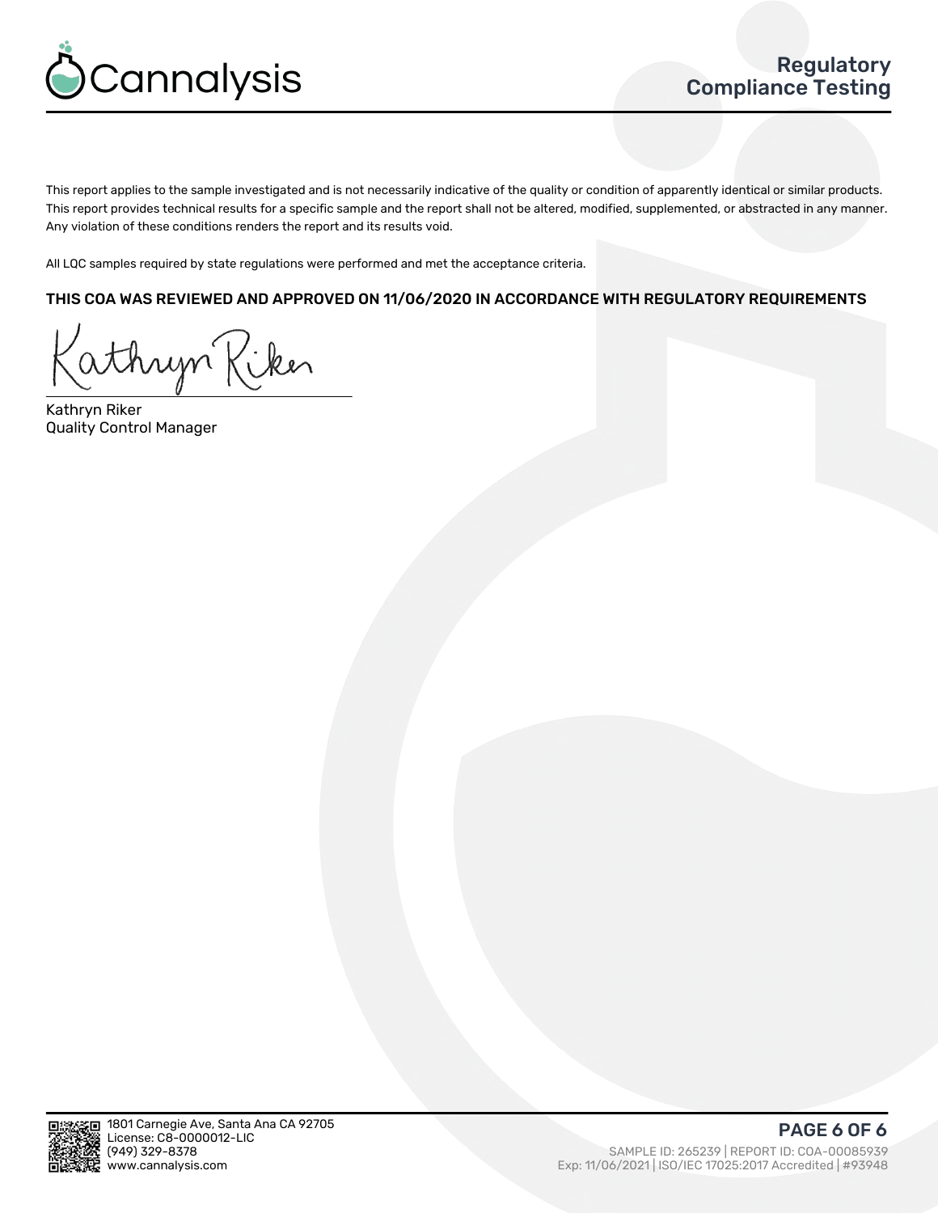This report applies to the sample investigated and is not necessarily indicative of the quality or condition of apparently identical or similar products. This report provides technical results for a specific sample and the report shall not be altered, modified, supplemented, or abstracted in any manner. Any violation of these conditions renders the report and its results void.

All LQC samples required by state regulations were performed and met the acceptance criteria.

**THIS COA WAS REVIEWED AND APPROVED ON 11/06/2020 IN ACCORDANCE WITH REGULATORY REQUIREMENTS**

Kathryn Riker
Quality Control Manager